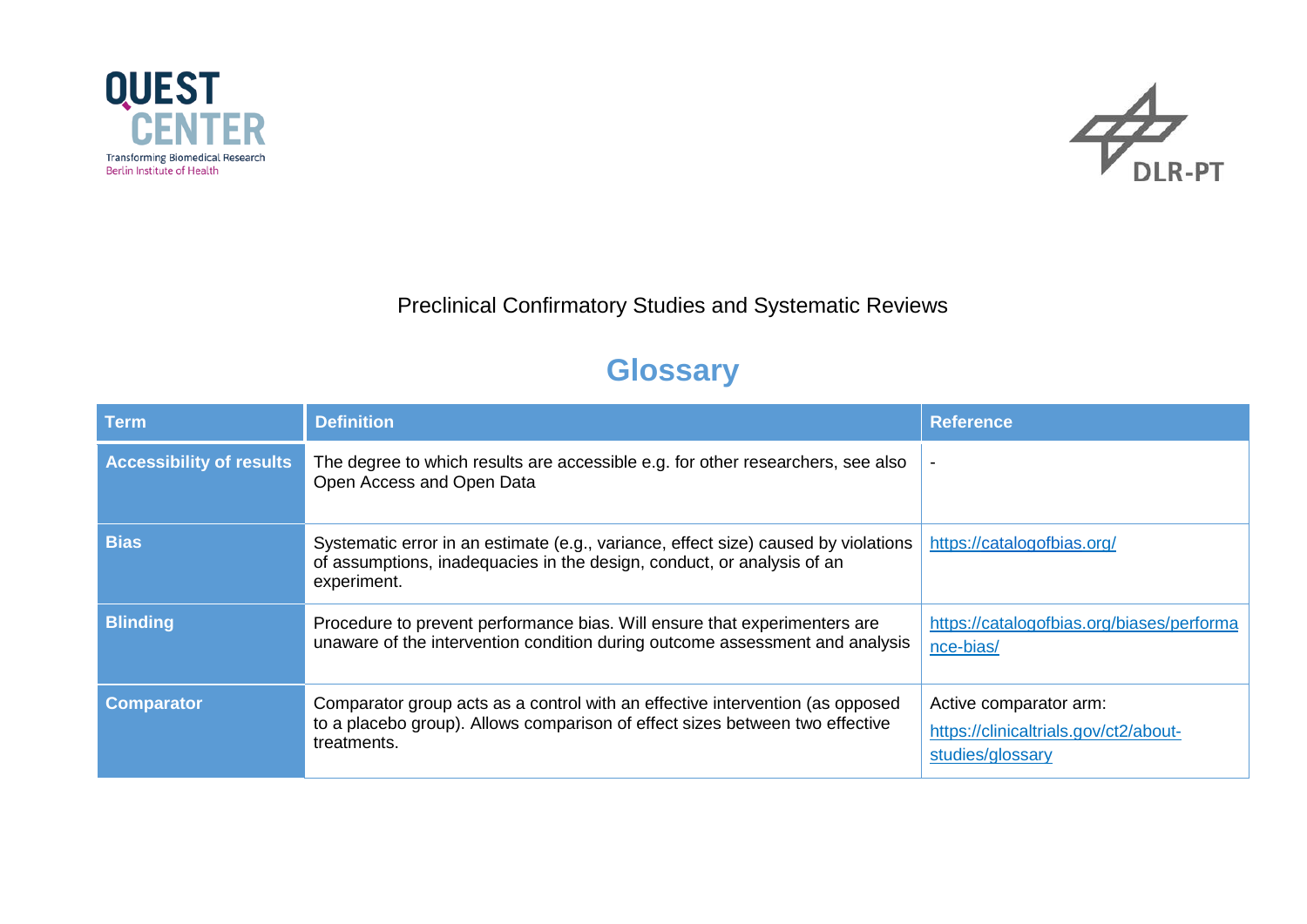Preclinical Confirmatory Studies and Systematic Reviews

# Glossary

| Term | Definition | Reference |
| --- | --- | --- |
| **Accessibility of results** | The degree to which results are accessible e.g. for other researchers, see also Open Access and Open Data | - |
| **Bias** | Systematic error in an estimate (e.g., variance, effect size) caused by violations of assumptions, inadequacies in the design, conduct, or analysis of an experiment. | https://catalogofbias.org/ |
| **Blinding** | Procedure to prevent performance bias. Will ensure that experimenters are unaware of the intervention condition during outcome assessment and analysis | https://catalogofbias.org/biases/performance-bias/ |
| **Comparator** | Comparator group acts as a control with an effective intervention (as opposed to a placebo group). Allows comparison of effect sizes between two effective treatments. | Active comparator arm: https://clinicaltrials.gov/ct2/about-studies/glossary |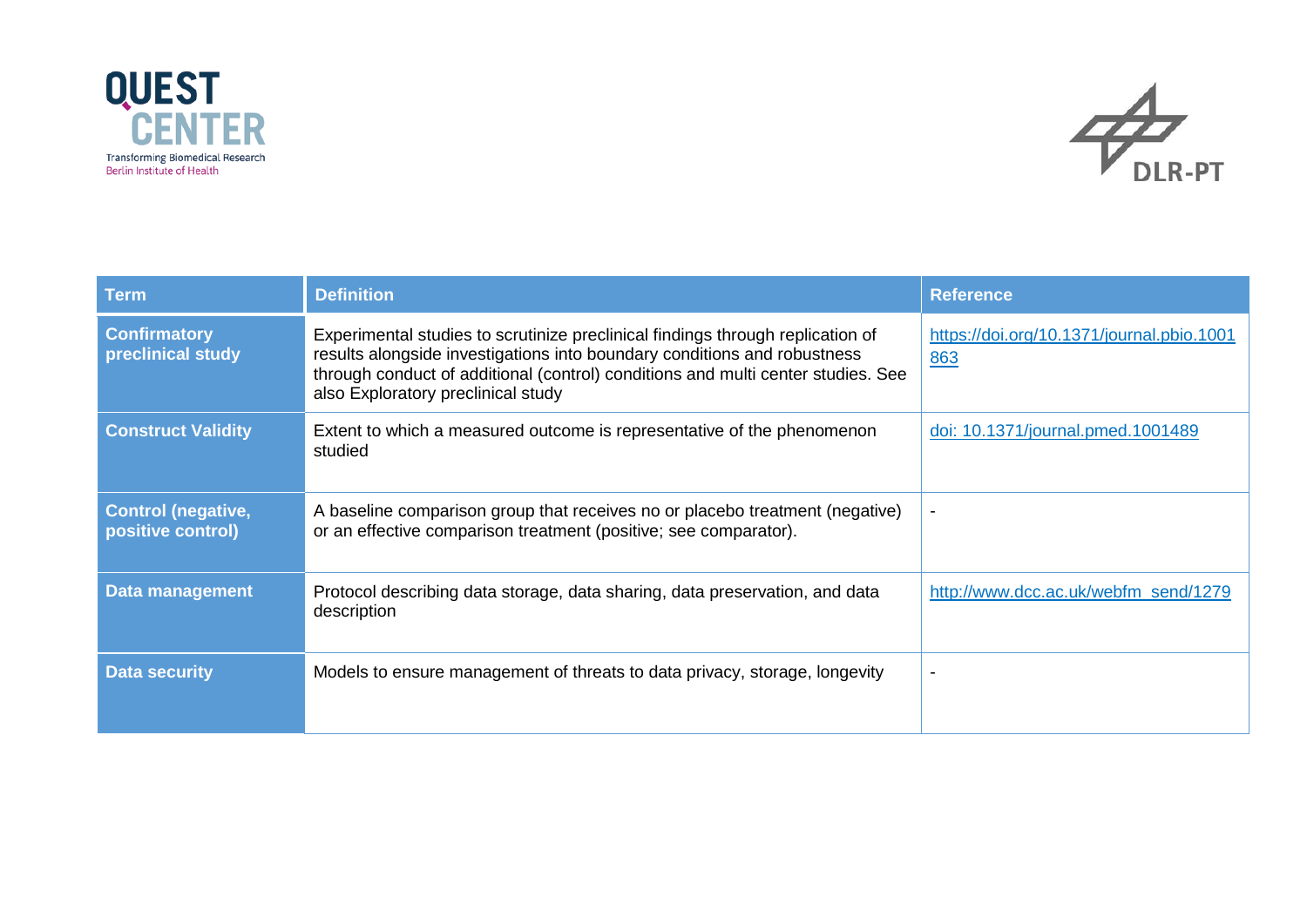| Term | Definition | Reference |
|---|---|---|
| **Confirmatory preclinical study** | Experimental studies to scrutinize preclinical findings through replication of results alongside investigations into boundary conditions and robustness through conduct of additional (control) conditions and multi center studies. See also Exploratory preclinical study | https://doi.org/10.1371/journal.pbio.1001863 |
| **Construct Validity** | Extent to which a measured outcome is representative of the phenomenon studied | doi: 10.1371/journal.pmed.1001489 |
| **Control (negative, positive control)** | A baseline comparison group that receives no or placebo treatment (negative) or an effective comparison treatment (positive; see comparator). | - |
| **Data management** | Protocol describing data storage, data sharing, data preservation, and data description | http://www.dcc.ac.uk/webfm_send/1279 |
| **Data security** | Models to ensure management of threats to data privacy, storage, longevity | - |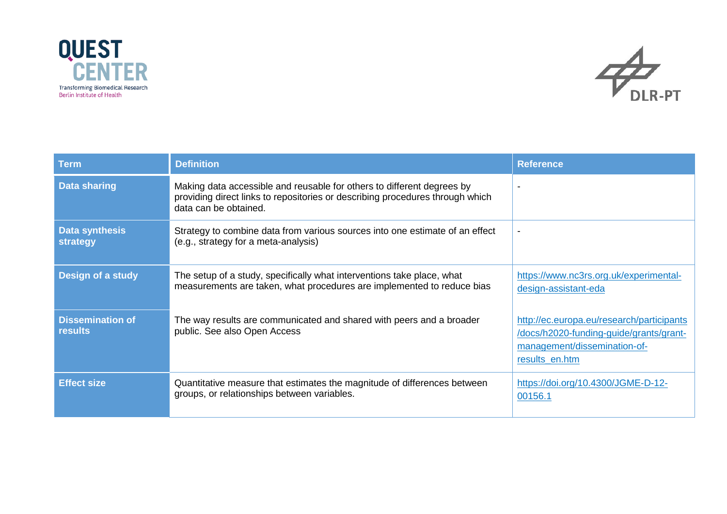| Term | Definition | Reference |
| --- | --- | --- |
| **Data sharing** | Making data accessible and reusable for others to different degrees by providing direct links to repositories or describing procedures through which data can be obtained. | - |
| **Data synthesis strategy** | Strategy to combine data from various sources into one estimate of an effect (e.g., strategy for a meta-analysis) | - |
| **Design of a study** | The setup of a study, specifically what interventions take place, what measurements are taken, what procedures are implemented to reduce bias | https://www.nc3rs.org.uk/experimental-design-assistant-eda |
| **Dissemination of results** | The way results are communicated and shared with peers and a broader public. See also Open Access | http://ec.europa.eu/research/participants/docs/h2020-funding-guide/grants/grant-management/dissemination-of-results_en.htm |
| **Effect size** | Quantitative measure that estimates the magnitude of differences between groups, or relationships between variables. | https://doi.org/10.4300/JGME-D-12-00156.1 |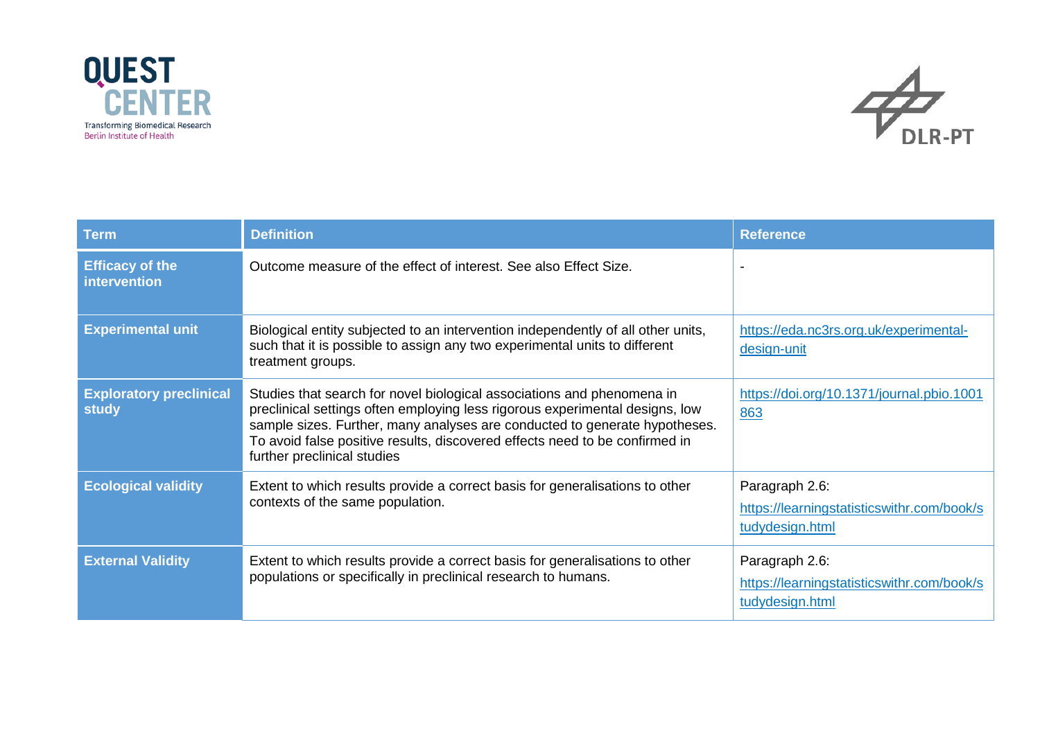| Term | Definition | Reference |
| --- | --- | --- |
| **Efficacy of the intervention** | Outcome measure of the effect of interest. See also Effect Size. | - |
| **Experimental unit** | Biological entity subjected to an intervention independently of all other units, such that it is possible to assign any two experimental units to different treatment groups. | https://eda.nc3rs.org.uk/experimental-design-unit |
| **Exploratory preclinical study** | Studies that search for novel biological associations and phenomena in preclinical settings often employing less rigorous experimental designs, low sample sizes. Further, many analyses are conducted to generate hypotheses. To avoid false positive results, discovered effects need to be confirmed in further preclinical studies | https://doi.org/10.1371/journal.pbio.1001863 |
| **Ecological validity** | Extent to which results provide a correct basis for generalisations to other contexts of the same population. | Paragraph 2.6: https://learningstatisticswithr.com/book/studydesign.html |
| **External Validity** | Extent to which results provide a correct basis for generalisations to other populations or specifically in preclinical research to humans. | Paragraph 2.6: https://learningstatisticswithr.com/book/studydesign.html |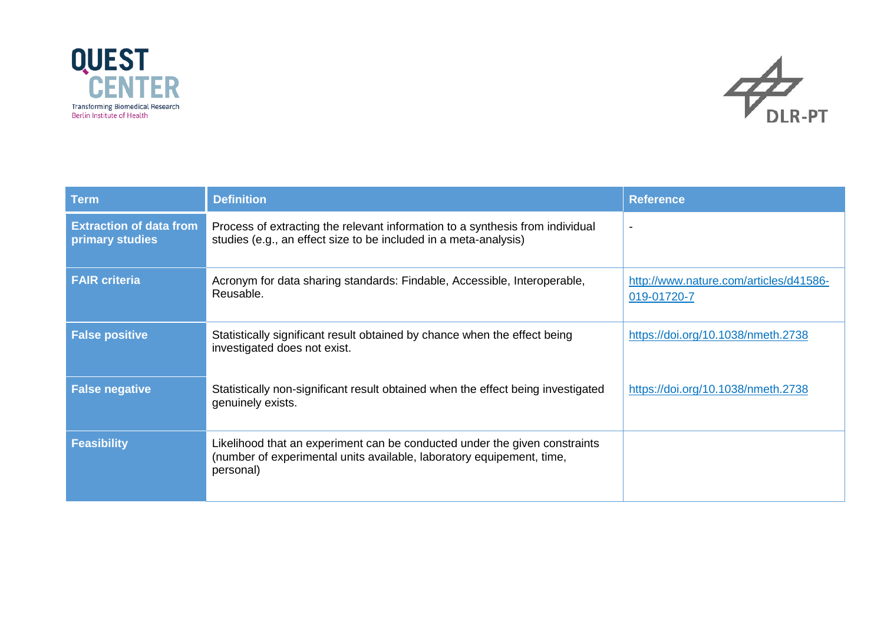| Term | Definition | Reference |
|---|---|---|
| **Extraction of data from primary studies** | Process of extracting the relevant information to a synthesis from individual studies (e.g., an effect size to be included in a meta-analysis) | - |
| **FAIR criteria** | Acronym for data sharing standards: Findable, Accessible, Interoperable, Reusable. | http://www.nature.com/articles/d41586-019-01720-7 |
| **False positive** | Statistically significant result obtained by chance when the effect being investigated does not exist. | https://doi.org/10.1038/nmeth.2738 |
| **False negative** | Statistically non-significant result obtained when the effect being investigated genuinely exists. | https://doi.org/10.1038/nmeth.2738 |
| **Feasibility** | Likelihood that an experiment can be conducted under the given constraints (number of experimental units available, laboratory equipement, time, personal) | |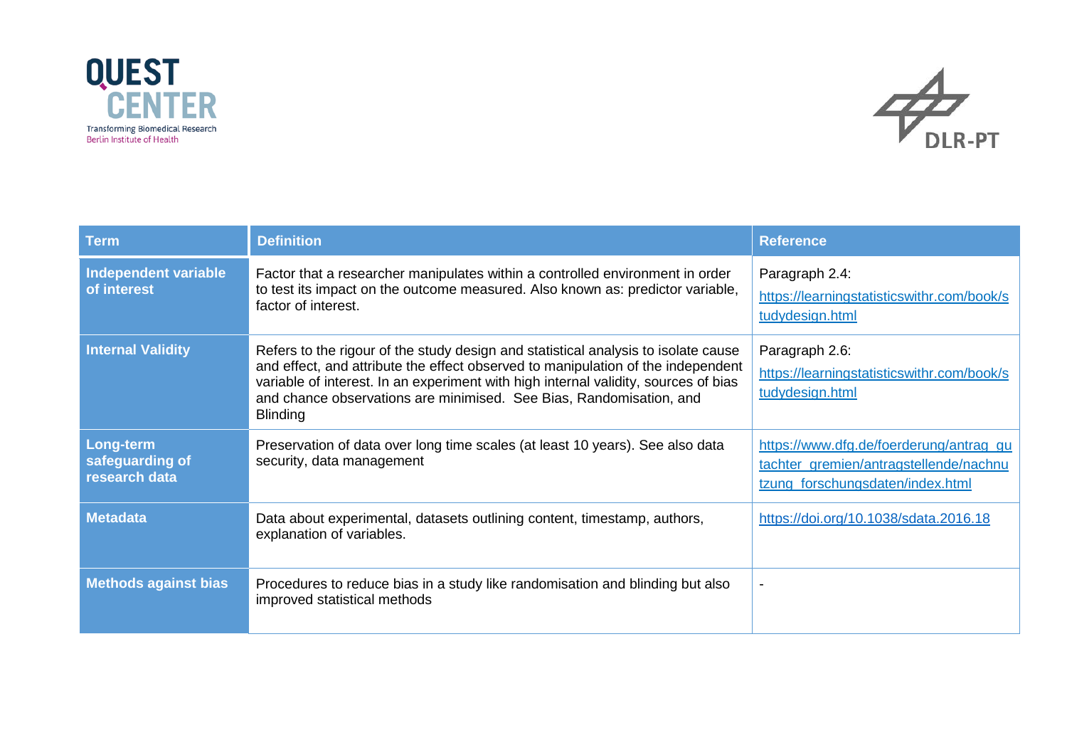| Term | Definition | Reference |
| --- | --- | --- |
| **Independent variable of interest** | Factor that a researcher manipulates within a controlled environment in order to test its impact on the outcome measured. Also known as: predictor variable, factor of interest. | Paragraph 2.4: https://learningstatisticswithr.com/book/studydesign.html |
| **Internal Validity** | Refers to the rigour of the study design and statistical analysis to isolate cause and effect, and attribute the effect observed to manipulation of the independent variable of interest. In an experiment with high internal validity, sources of bias and chance observations are minimised. See Bias, Randomisation, and Blinding | Paragraph 2.6: https://learningstatisticswithr.com/book/studydesign.html |
| **Long-term safeguarding of research data** | Preservation of data over long time scales (at least 10 years). See also data security, data management | https://www.dfg.de/foerderung/antrag_gutachter_gremien/antragstellende/nachnutzung_forschungsdaten/index.html |
| **Metadata** | Data about experimental, datasets outlining content, timestamp, authors, explanation of variables. | https://doi.org/10.1038/sdata.2016.18 |
| **Methods against bias** | Procedures to reduce bias in a study like randomisation and blinding but also improved statistical methods | - |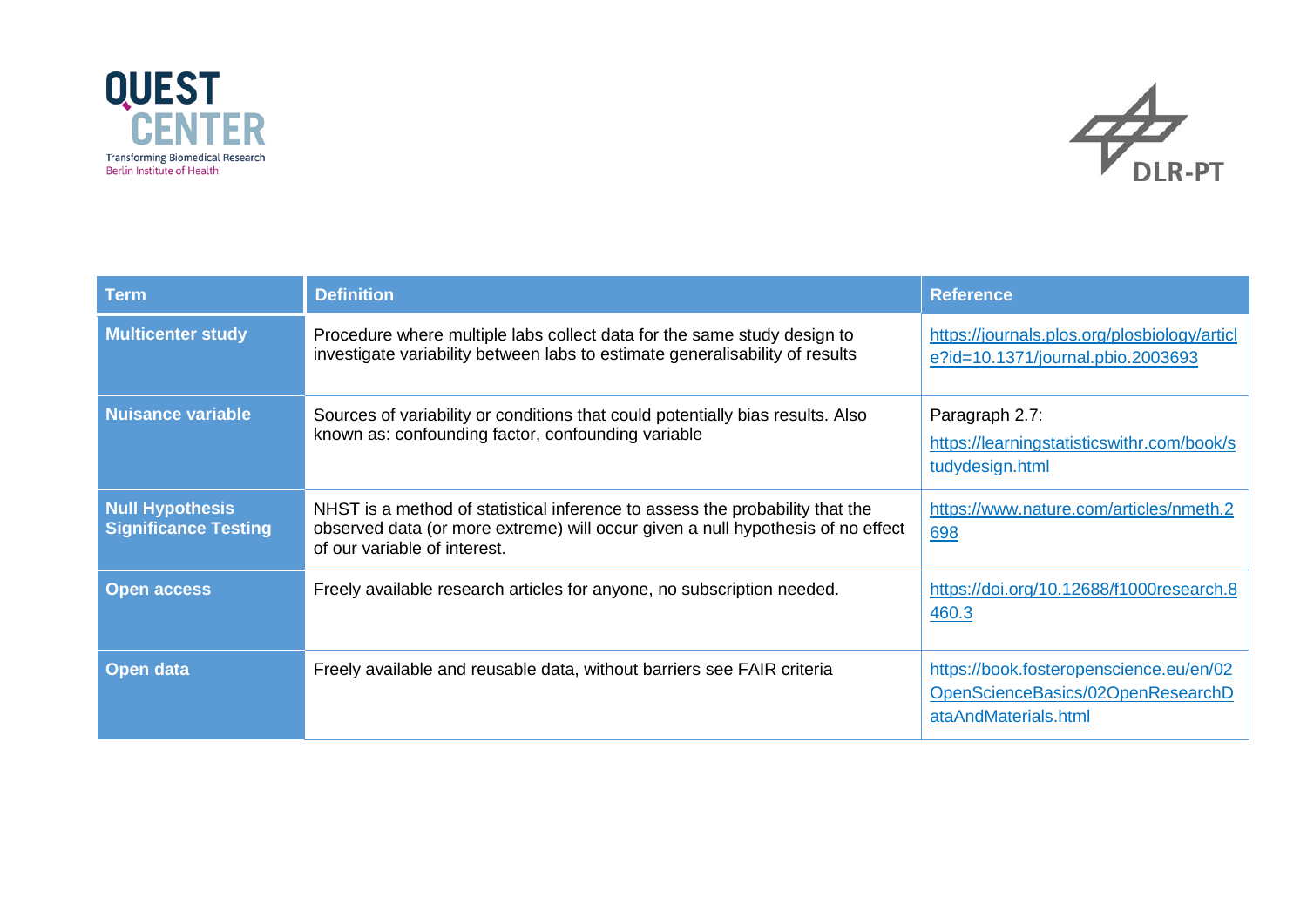| Term | Definition | Reference |
|---|---|---|
| **Multicenter study** | Procedure where multiple labs collect data for the same study design to investigate variability between labs to estimate generalisability of results | https://journals.plos.org/plosbiology/article?id=10.1371/journal.pbio.2003693 |
| **Nuisance variable** | Sources of variability or conditions that could potentially bias results. Also known as: confounding factor, confounding variable | Paragraph 2.7: https://learningstatisticswithr.com/book/studydesign.html |
| **Null Hypothesis Significance Testing** | NHST is a method of statistical inference to assess the probability that the observed data (or more extreme) will occur given a null hypothesis of no effect of our variable of interest. | https://www.nature.com/articles/nmeth.2698 |
| **Open access** | Freely available research articles for anyone, no subscription needed. | https://doi.org/10.12688/f1000research.8460.3 |
| **Open data** | Freely available and reusable data, without barriers see FAIR criteria | https://book.fosteropenscience.eu/en/02OpenScienceBasics/02OpenResearchDataAndMaterials.html |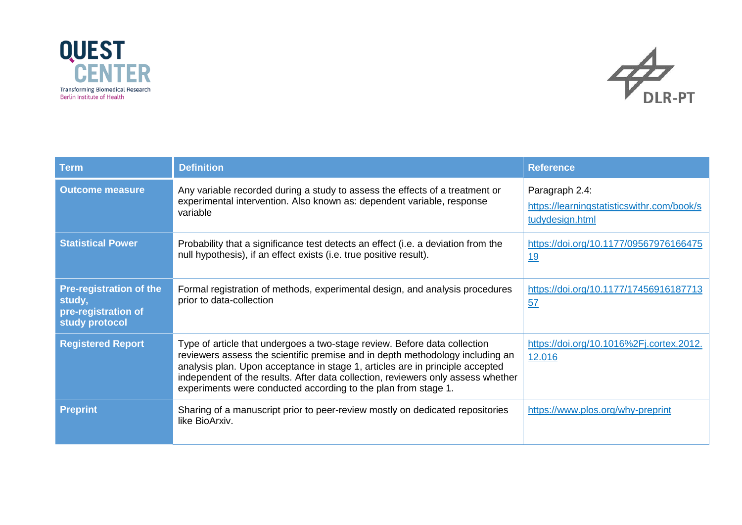| Term | Definition | Reference |
| --- | --- | --- |
| **Outcome measure** | Any variable recorded during a study to assess the effects of a treatment or experimental intervention. Also known as: dependent variable, response variable | Paragraph 2.4: https://learningstatisticswithr.com/book/studydesign.html |
| **Statistical Power** | Probability that a significance test detects an effect (i.e. a deviation from the null hypothesis), if an effect exists (i.e. true positive result). | https://doi.org/10.1177/0956797616647519 |
| **Pre-registration of the study, pre-registration of study protocol** | Formal registration of methods, experimental design, and analysis procedures prior to data-collection | https://doi.org/10.1177/1745691618771357 |
| **Registered Report** | Type of article that undergoes a two-stage review. Before data collection reviewers assess the scientific premise and in depth methodology including an analysis plan. Upon acceptance in stage 1, articles are in principle accepted independent of the results. After data collection, reviewers only assess whether experiments were conducted according to the plan from stage 1. | https://doi.org/10.1016%2Fj.cortex.2012.12.016 |
| **Preprint** | Sharing of a manuscript prior to peer-review mostly on dedicated repositories like BioArxiv. | https://www.plos.org/why-preprint |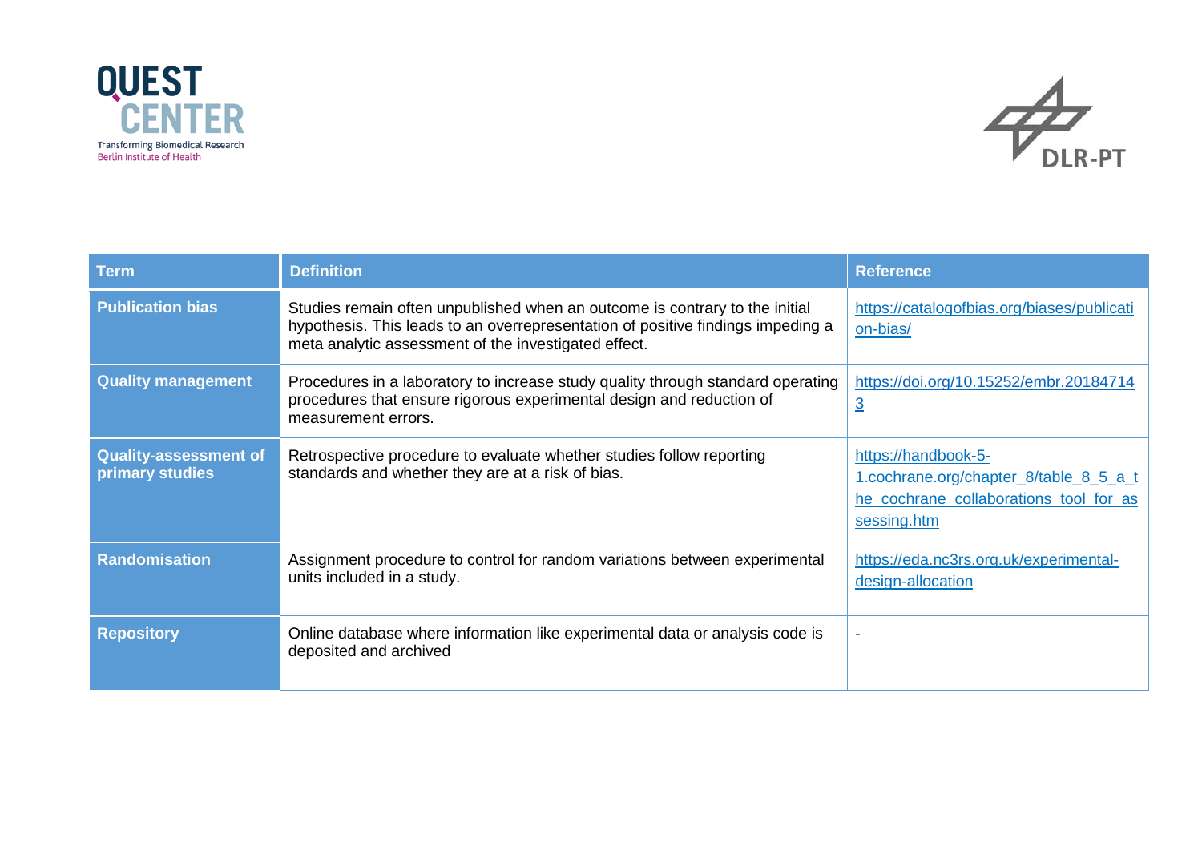| Term | Definition | Reference |
|---|---|---|
| **Publication bias** | Studies remain often unpublished when an outcome is contrary to the initial hypothesis. This leads to an overrepresentation of positive findings impeding a meta analytic assessment of the investigated effect. | https://catalogofbias.org/biases/publication-bias/ |
| **Quality management** | Procedures in a laboratory to increase study quality through standard operating procedures that ensure rigorous experimental design and reduction of measurement errors. | https://doi.org/10.15252/embr.201847143 |
| **Quality-assessment of primary studies** | Retrospective procedure to evaluate whether studies follow reporting standards and whether they are at a risk of bias. | https://handbook-5-1.cochrane.org/chapter_8/table_8_5_a_the_cochrane_collaborations_tool_for_assessing.htm |
| **Randomisation** | Assignment procedure to control for random variations between experimental units included in a study. | https://eda.nc3rs.org.uk/experimental-design-allocation |
| **Repository** | Online database where information like experimental data or analysis code is deposited and archived | - |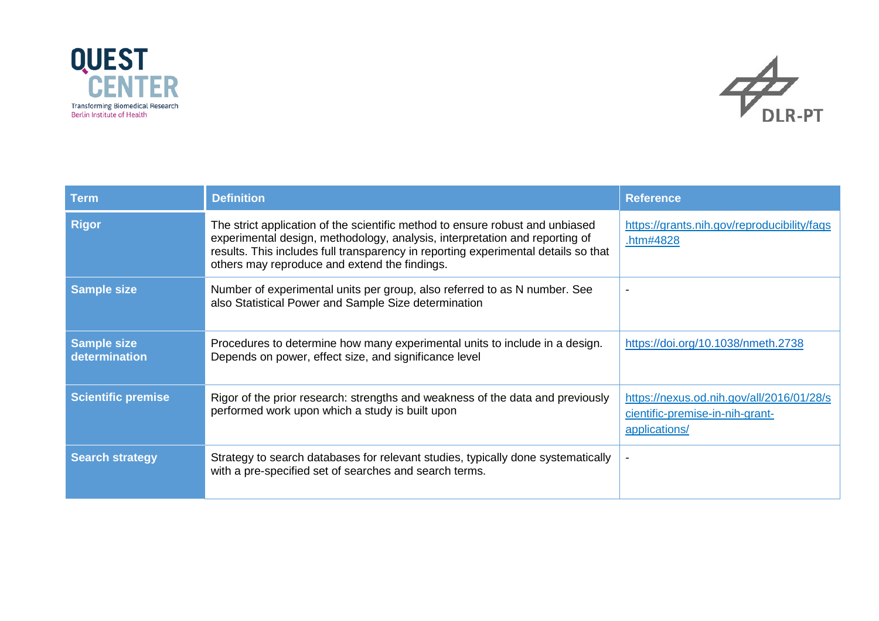| Term | Definition | Reference |
|---|---|---|
| **Rigor** | The strict application of the scientific method to ensure robust and unbiased experimental design, methodology, analysis, interpretation and reporting of results. This includes full transparency in reporting experimental details so that others may reproduce and extend the findings. | https://grants.nih.gov/reproducibility/faqs.htm#4828 |
| **Sample size** | Number of experimental units per group, also referred to as N number. See also Statistical Power and Sample Size determination | - |
| **Sample size determination** | Procedures to determine how many experimental units to include in a design. Depends on power, effect size, and significance level | https://doi.org/10.1038/nmeth.2738 |
| **Scientific premise** | Rigor of the prior research: strengths and weakness of the data and previously performed work upon which a study is built upon | https://nexus.od.nih.gov/all/2016/01/28/scientific-premise-in-nih-grant-applications/ |
| **Search strategy** | Strategy to search databases for relevant studies, typically done systematically with a pre-specified set of searches and search terms. | - |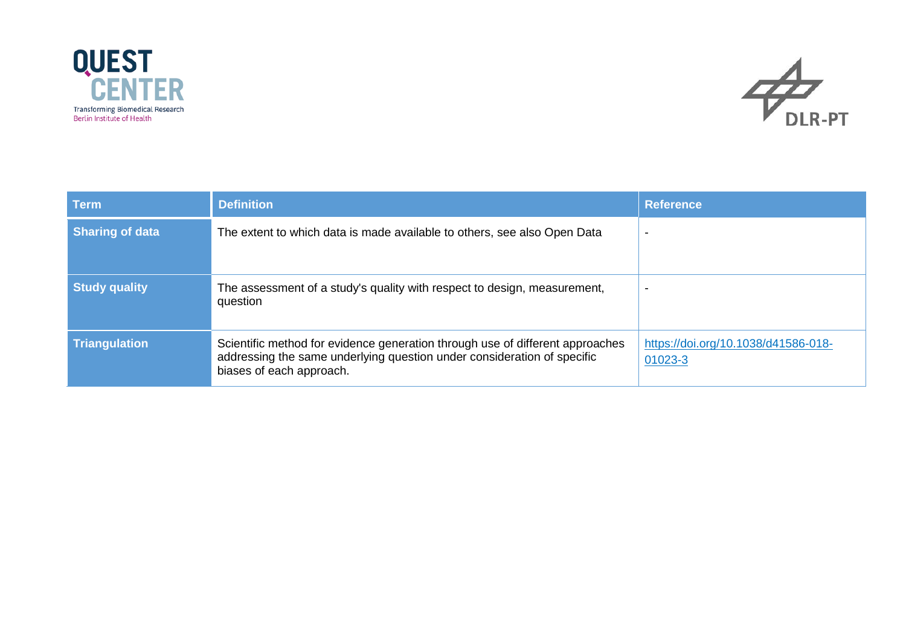| Term | Definition | Reference |
|---|---|---|
| **Sharing of data** | The extent to which data is made available to others, see also Open Data | - |
| **Study quality** | The assessment of a study's quality with respect to design, measurement, question | - |
| **Triangulation** | Scientific method for evidence generation through use of different approaches addressing the same underlying question under consideration of specific biases of each approach. | https://doi.org/10.1038/d41586-018-01023-3 |